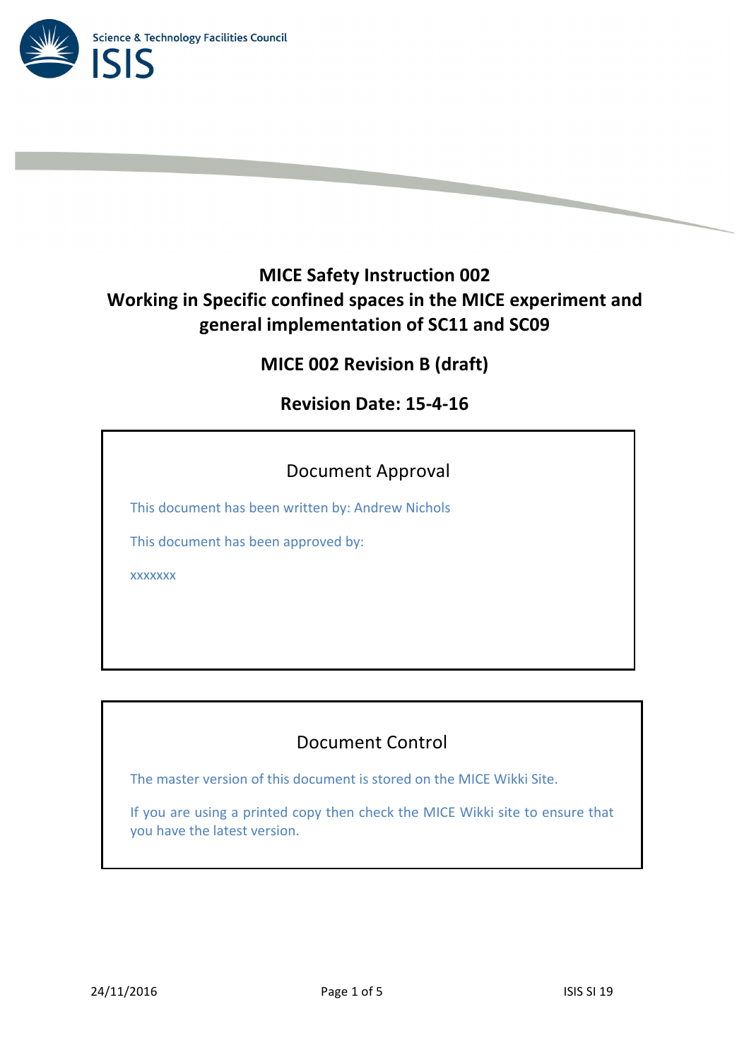Science & Technology Facilities Council
ISIS

# MICE Safety Instruction 002
# Working in Specific confined spaces in the MICE experiment and general implementation of SC11 and SC09

## MICE 002 Revision B (draft)

## Revision Date: 15-4-16

### Document Approval

This document has been written by: Andrew Nichols

This document has been approved by:

xxxxxxx

### Document Control

The master version of this document is stored on the MICE Wikki Site.

If you are using a printed copy then check the MICE Wikki site to ensure that you have the latest version.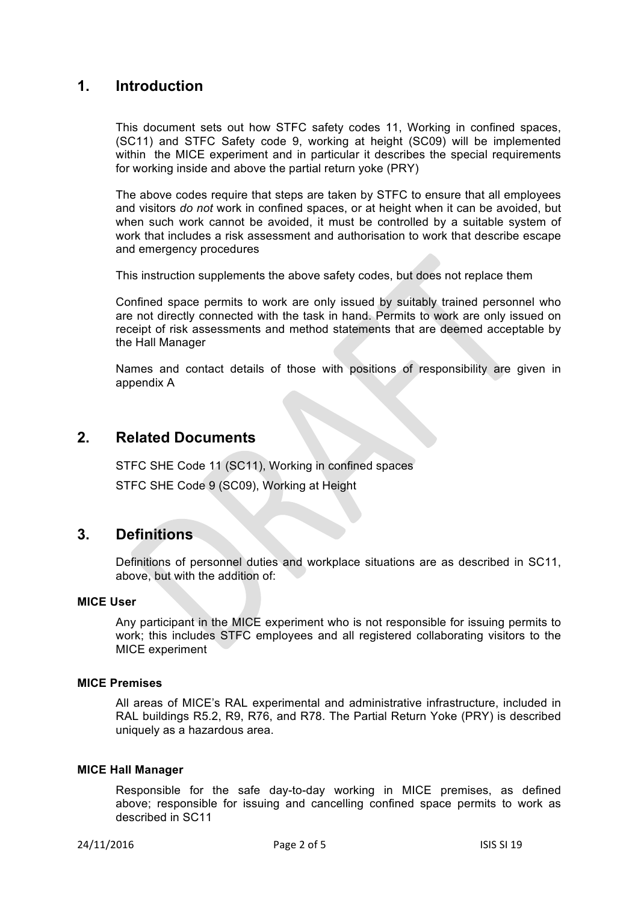## 1. Introduction

This document sets out how STFC safety codes 11, Working in confined spaces, (SC11) and STFC Safety code 9, working at height (SC09) will be implemented within the MICE experiment and in particular it describes the special requirements for working inside and above the partial return yoke (PRY)

The above codes require that steps are taken by STFC to ensure that all employees and visitors *do not* work in confined spaces, or at height when it can be avoided, but when such work cannot be avoided, it must be controlled by a suitable system of work that includes a risk assessment and authorisation to work that describe escape and emergency procedures

This instruction supplements the above safety codes, but does not replace them

Confined space permits to work are only issued by suitably trained personnel who are not directly connected with the task in hand. Permits to work are only issued on receipt of risk assessments and method statements that are deemed acceptable by the Hall Manager

Names and contact details of those with positions of responsibility are given in appendix A

## 2. Related Documents

STFC SHE Code 11 (SC11), Working in confined spaces

STFC SHE Code 9 (SC09), Working at Height

## 3. Definitions

Definitions of personnel duties and workplace situations are as described in SC11, above, but with the addition of:

### MICE User

Any participant in the MICE experiment who is not responsible for issuing permits to work; this includes STFC employees and all registered collaborating visitors to the MICE experiment

### MICE Premises

All areas of MICE's RAL experimental and administrative infrastructure, included in RAL buildings R5.2, R9, R76, and R78. The Partial Return Yoke (PRY) is described uniquely as a hazardous area.

### MICE Hall Manager

Responsible for the safe day-to-day working in MICE premises, as defined above; responsible for issuing and cancelling confined space permits to work as described in SC11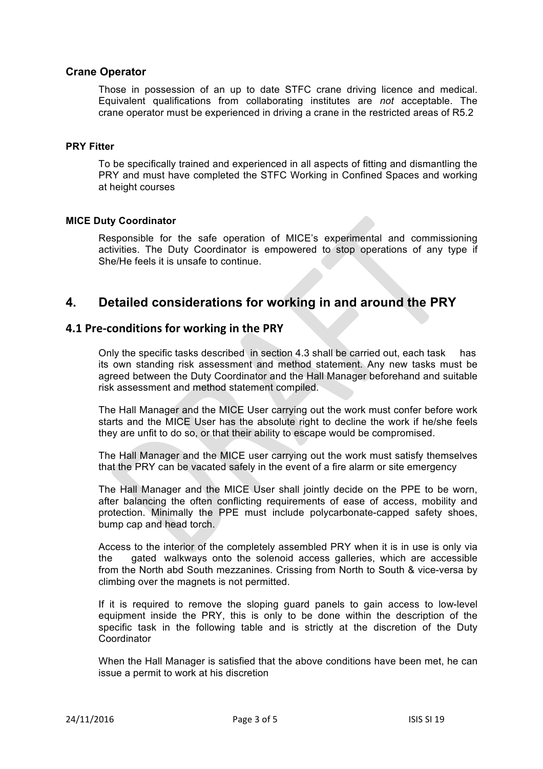### Crane Operator

Those in possession of an up to date STFC crane driving licence and medical. Equivalent qualifications from collaborating institutes are *not* acceptable. The crane operator must be experienced in driving a crane in the restricted areas of R5.2

#### PRY Fitter

To be specifically trained and experienced in all aspects of fitting and dismantling the PRY and must have completed the STFC Working in Confined Spaces and working at height courses

#### MICE Duty Coordinator

Responsible for the safe operation of MICE's experimental and commissioning activities. The Duty Coordinator is empowered to stop operations of any type if She/He feels it is unsafe to continue.

## 4. Detailed considerations for working in and around the PRY

### 4.1 Pre-conditions for working in the PRY

Only the specific tasks described in section 4.3 shall be carried out, each task has its own standing risk assessment and method statement. Any new tasks must be agreed between the Duty Coordinator and the Hall Manager beforehand and suitable risk assessment and method statement compiled.

The Hall Manager and the MICE User carrying out the work must confer before work starts and the MICE User has the absolute right to decline the work if he/she feels they are unfit to do so, or that their ability to escape would be compromised.

The Hall Manager and the MICE user carrying out the work must satisfy themselves that the PRY can be vacated safely in the event of a fire alarm or site emergency

The Hall Manager and the MICE User shall jointly decide on the PPE to be worn, after balancing the often conflicting requirements of ease of access, mobility and protection. Minimally the PPE must include polycarbonate-capped safety shoes, bump cap and head torch.

Access to the interior of the completely assembled PRY when it is in use is only via the gated walkways onto the solenoid access galleries, which are accessible from the North abd South mezzanines. Crissing from North to South & vice-versa by climbing over the magnets is not permitted.

If it is required to remove the sloping guard panels to gain access to low-level equipment inside the PRY, this is only to be done within the description of the specific task in the following table and is strictly at the discretion of the Duty Coordinator

When the Hall Manager is satisfied that the above conditions have been met, he can issue a permit to work at his discretion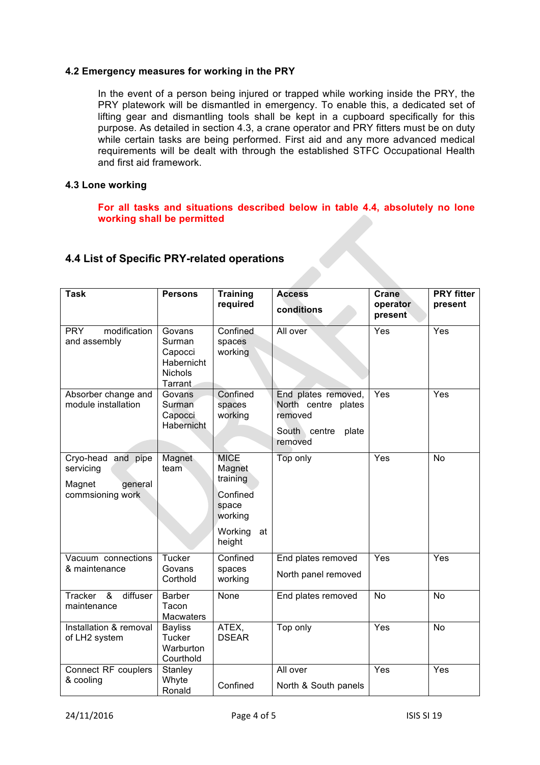### 4.2 Emergency measures for working in the PRY

In the event of a person being injured or trapped while working inside the PRY, the PRY platework will be dismantled in emergency. To enable this, a dedicated set of lifting gear and dismantling tools shall be kept in a cupboard specifically for this purpose. As detailed in section 4.3, a crane operator and PRY fitters must be on duty while certain tasks are being performed. First aid and any more advanced medical requirements will be dealt with through the established STFC Occupational Health and first aid framework.

### 4.3 Lone working

**For all tasks and situations described below in table 4.4, absolutely no lone working shall be permitted**

## 4.4 List of Specific PRY-related operations

| Task | Persons | Training required | Access conditions | Crane operator present | PRY fitter present |
|---|---|---|---|---|---|
| PRY modification and assembly | Govans Surman Capocci Habernicht Nichols Tarrant | Confined spaces working | All over | Yes | Yes |
| Absorber change and module installation | Govans Surman Capocci Habernicht | Confined spaces working | End plates removed, North centre plates removed<br>South centre plate removed | Yes | Yes |
| Cryo-head and pipe servicing<br>Magnet general commsioning work | Magnet team | MICE Magnet training<br>Confined space working<br>Working at height | Top only | Yes | No |
| Vacuum connections & maintenance | Tucker Govans Corthold | Confined spaces working | End plates removed<br>North panel removed | Yes | Yes |
| Tracker & diffuser maintenance | Barber Tacon Macwaters | None | End plates removed | No | No |
| Installation & removal of LH2 system | Bayliss Tucker Warburton Courthold | ATEX, DSEAR | Top only | Yes | No |
| Connect RF couplers & cooling | Stanley Whyte Ronald | Confined | All over<br>North & South panels | Yes | Yes |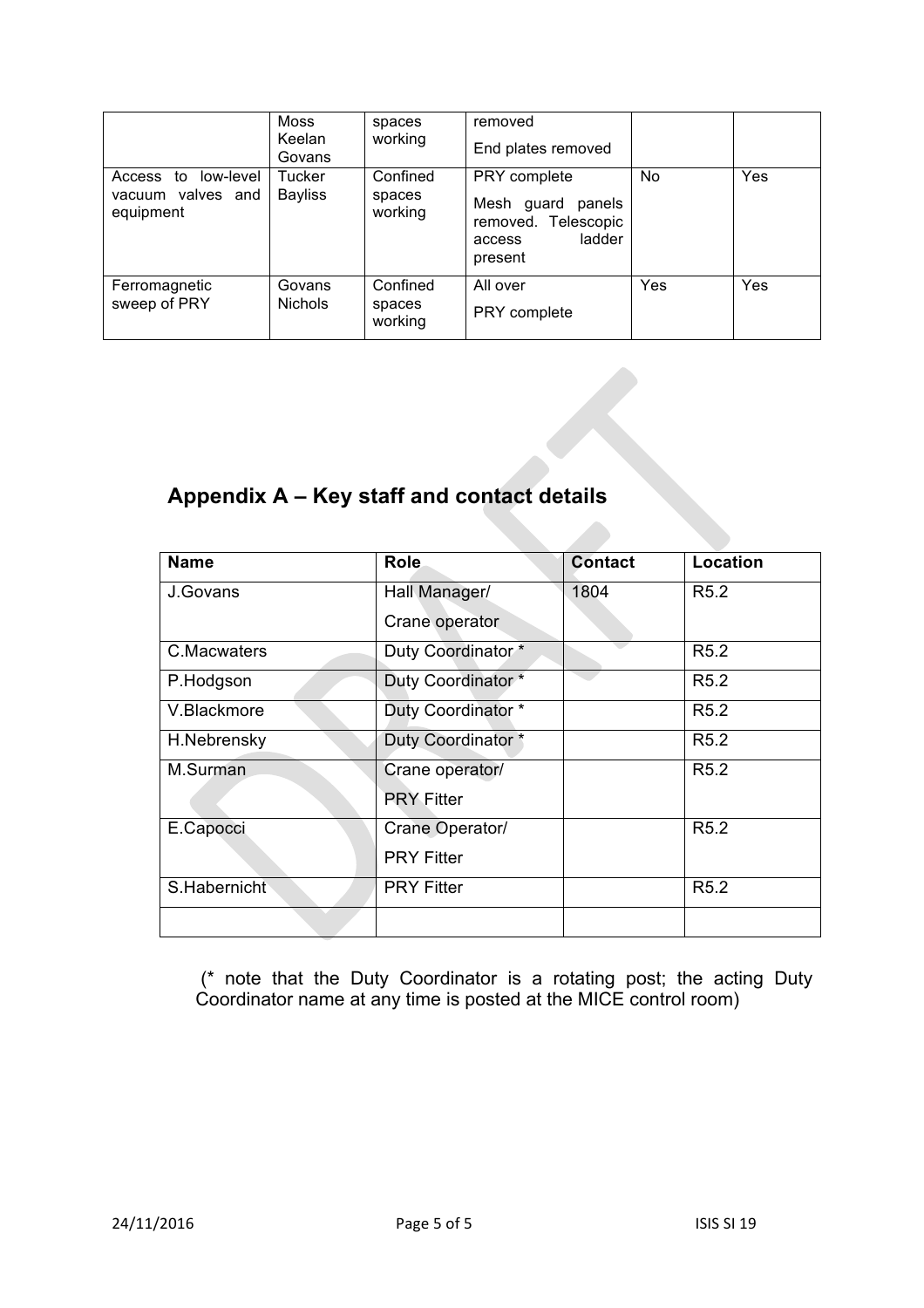| | | | | | |
|---|---|---|---|---|---|
| | Moss Keelan Govans | spaces working | removed<br>End plates removed | | |
| Access to low-level vacuum valves and equipment | Tucker Bayliss | Confined spaces working | PRY complete<br>Mesh guard panels removed. Telescopic access ladder present | No | Yes |
| Ferromagnetic sweep of PRY | Govans Nichols | Confined spaces working | All over<br>PRY complete | Yes | Yes |

## Appendix A – Key staff and contact details

| Name | Role | Contact | Location |
|---|---|---|---|
| J.Govans | Hall Manager/<br>Crane operator | 1804 | R5.2 |
| C.Macwaters | Duty Coordinator * | | R5.2 |
| P.Hodgson | Duty Coordinator * | | R5.2 |
| V.Blackmore | Duty Coordinator * | | R5.2 |
| H.Nebrensky | Duty Coordinator * | | R5.2 |
| M.Surman | Crane operator/<br>PRY Fitter | | R5.2 |
| E.Capocci | Crane Operator/<br>PRY Fitter | | R5.2 |
| S.Habernicht | PRY Fitter | | R5.2 |
| | | | |

(* note that the Duty Coordinator is a rotating post; the acting Duty Coordinator name at any time is posted at the MICE control room)